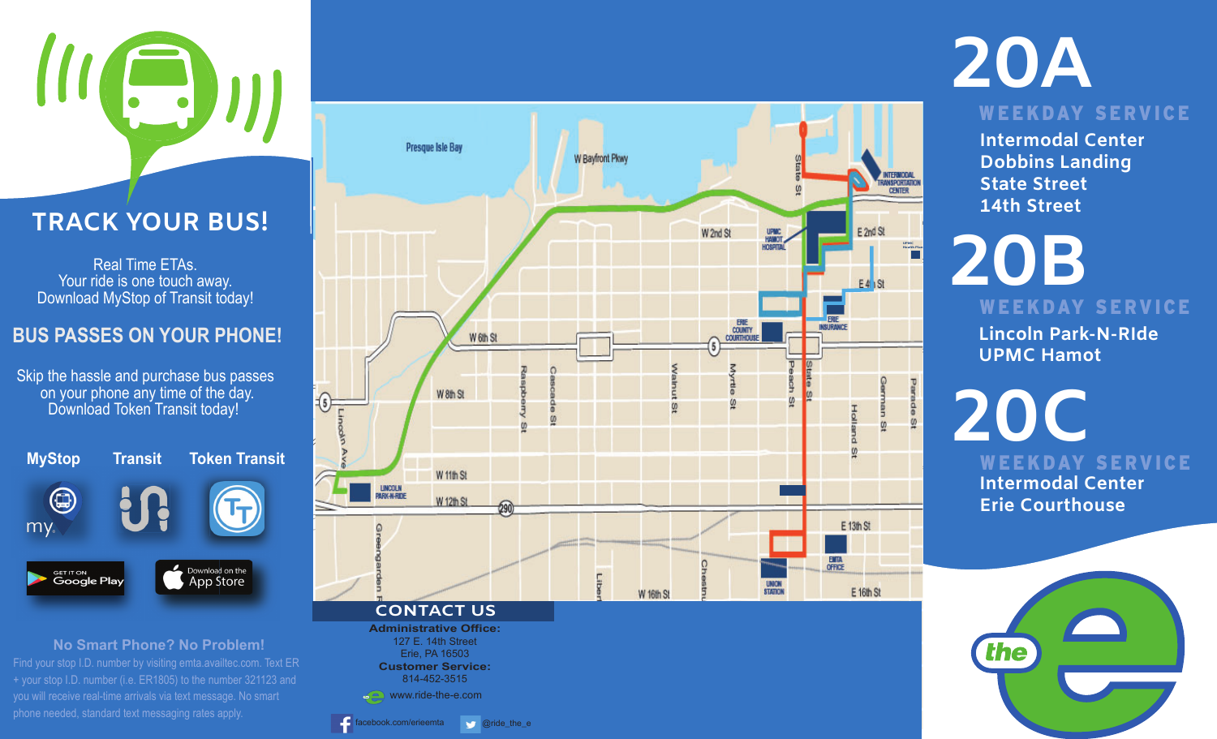## TRACK YOUR BUS!

Real Time ETAs.
Your ride is one touch away.
Download MyStop of Transit today!

## BUS PASSES ON YOUR PHONE!

Skip the hassle and purchase bus passes on your phone any time of the day.
Download Token Transit today!

MyStop | Transit | Token Transit

GET IT ON Google Play | Download on the App Store

**No Smart Phone? No Problem!**

Find your stop I.D. number by visiting emta.availtec.com. Text ER + your stop I.D. number (i.e. ER1805) to the number 321123 and you will receive real-time arrivals via text message. No smart phone needed, standard text messaging rates apply.

## CONTACT US

**Administrative Office:**
127 E. 14th Street
Erie, PA 16503

**Customer Service:**
814-452-3515

www.ride-the-e.com

facebook.com/erieemta

@ride_the_e

# 20A

**WEEKDAY SERVICE**

- Intermodal Center
- Dobbins Landing
- State Street
- 14th Street

# 20B

**WEEKDAY SERVICE**

- Lincoln Park-N-RIde
- UPMC Hamot

# 20C

**WEEKDAY SERVICE**

- Intermodal Center
- Erie Courthouse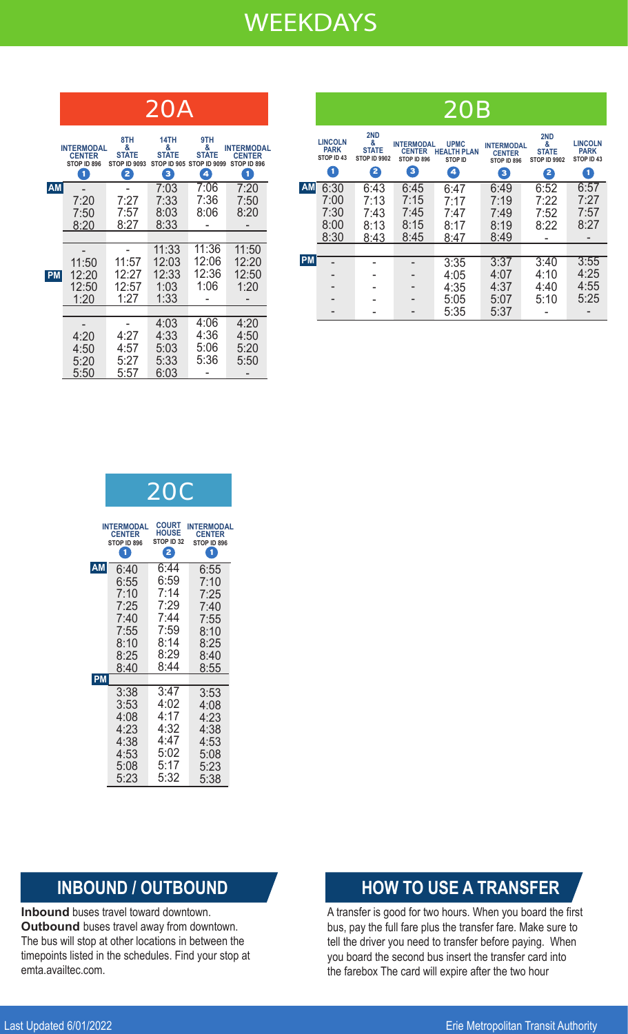# WEEKDAYS

## 20A

| | INTERMODAL CENTER STOP ID 896 (1) | 8TH & STATE STOP ID 9093 (2) | 14TH & STATE STOP ID 905 (3) | 9TH & STATE STOP ID 9099 (4) | INTERMODAL CENTER STOP ID 896 (1) |
|---|---|---|---|---|---|
| AM | - | - | 7:03 | 7:06 | 7:20 |
| | 7:20 | 7:27 | 7:33 | 7:36 | 7:50 |
| | 7:50 | 7:57 | 8:03 | 8:06 | 8:20 |
| | 8:20 | 8:27 | 8:33 | - | - |
| PM | - | - | 11:33 | 11:36 | 11:50 |
| | 11:50 | 11:57 | 12:03 | 12:06 | 12:20 |
| | 12:20 | 12:27 | 12:33 | 12:36 | 12:50 |
| | 12:50 | 12:57 | 1:03 | 1:06 | 1:20 |
| | 1:20 | 1:27 | 1:33 | - | - |
| | - | - | 4:03 | 4:06 | 4:20 |
| | 4:20 | 4:27 | 4:33 | 4:36 | 4:50 |
| | 4:50 | 4:57 | 5:03 | 5:06 | 5:20 |
| | 5:20 | 5:27 | 5:33 | 5:36 | 5:50 |
| | 5:50 | 5:57 | 6:03 | - | - |

## 20B

| | LINCOLN PARK STOP ID 43 (1) | 2ND & STATE STOP ID 9902 (2) | INTERMODAL CENTER STOP ID 896 (3) | UPMC HEALTH PLAN STOP ID (4) | INTERMODAL CENTER STOP ID 896 (3) | 2ND & STATE STOP ID 9902 (2) | LINCOLN PARK STOP ID 43 (1) |
|---|---|---|---|---|---|---|---|
| AM | 6:30 | 6:43 | 6:45 | 6:47 | 6:49 | 6:52 | 6:57 |
| | 7:00 | 7:13 | 7:15 | 7:17 | 7:19 | 7:22 | 7:27 |
| | 7:30 | 7:43 | 7:45 | 7:47 | 7:49 | 7:52 | 7:57 |
| | 8:00 | 8:13 | 8:15 | 8:17 | 8:19 | 8:22 | 8:27 |
| | 8:30 | 8:43 | 8:45 | 8:47 | 8:49 | - | - |
| PM | - | - | - | 3:35 | 3:37 | 3:40 | 3:55 |
| | - | - | - | 4:05 | 4:07 | 4:10 | 4:25 |
| | - | - | - | 4:35 | 4:37 | 4:40 | 4:55 |
| | - | - | - | 5:05 | 5:07 | 5:10 | 5:25 |
| | - | - | - | 5:35 | 5:37 | - | - |

## 20C

| | INTERMODAL CENTER STOP ID 896 (1) | COURT HOUSE STOP ID 32 (2) | INTERMODAL CENTER STOP ID 896 (1) |
|---|---|---|---|
| AM | 6:40 | 6:44 | 6:55 |
| | 6:55 | 6:59 | 7:10 |
| | 7:10 | 7:14 | 7:25 |
| | 7:25 | 7:29 | 7:40 |
| | 7:40 | 7:44 | 7:55 |
| | 7:55 | 7:59 | 8:10 |
| | 8:10 | 8:14 | 8:25 |
| | 8:25 | 8:29 | 8:40 |
| | 8:40 | 8:44 | 8:55 |
| PM | 3:38 | 3:47 | 3:53 |
| | 3:53 | 4:02 | 4:08 |
| | 4:08 | 4:17 | 4:23 |
| | 4:23 | 4:32 | 4:38 |
| | 4:38 | 4:47 | 4:53 |
| | 4:53 | 5:02 | 5:08 |
| | 5:08 | 5:17 | 5:23 |
| | 5:23 | 5:32 | 5:38 |

## INBOUND / OUTBOUND

**Inbound** buses travel toward downtown.
**Outbound** buses travel away from downtown.
The bus will stop at other locations in between the timepoints listed in the schedules. Find your stop at emta.availtec.com.

## HOW TO USE A TRANSFER

A transfer is good for two hours. When you board the first bus, pay the full fare plus the transfer fare. Make sure to tell the driver you need to transfer before paying. When you board the second bus insert the transfer card into the farebox The card will expire after the two hour

Last Updated 6/01/2022

Erie Metropolitan Transit Authority